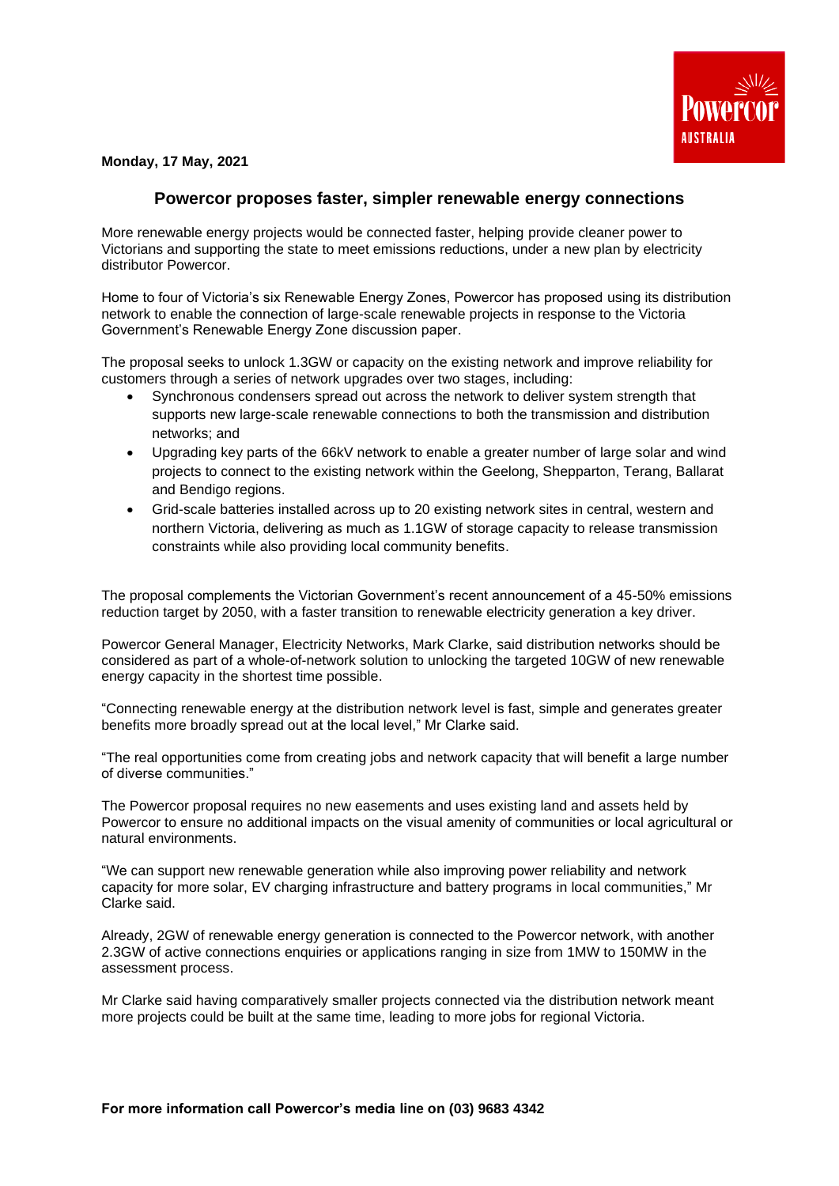**Monday, 17 May, 2021**

## Powercor proposes faster, simpler renewable energy connections

More renewable energy projects would be connected faster, helping provide cleaner power to Victorians and supporting the state to meet emissions reductions, under a new plan by electricity distributor Powercor.

Home to four of Victoria's six Renewable Energy Zones, Powercor has proposed using its distribution network to enable the connection of large-scale renewable projects in response to the Victoria Government's Renewable Energy Zone discussion paper.

The proposal seeks to unlock 1.3GW or capacity on the existing network and improve reliability for customers through a series of network upgrades over two stages, including:

- Synchronous condensers spread out across the network to deliver system strength that supports new large-scale renewable connections to both the transmission and distribution networks; and
- Upgrading key parts of the 66kV network to enable a greater number of large solar and wind projects to connect to the existing network within the Geelong, Shepparton, Terang, Ballarat and Bendigo regions.
- Grid-scale batteries installed across up to 20 existing network sites in central, western and northern Victoria, delivering as much as 1.1GW of storage capacity to release transmission constraints while also providing local community benefits.

The proposal complements the Victorian Government's recent announcement of a 45-50% emissions reduction target by 2050, with a faster transition to renewable electricity generation a key driver.

Powercor General Manager, Electricity Networks, Mark Clarke, said distribution networks should be considered as part of a whole-of-network solution to unlocking the targeted 10GW of new renewable energy capacity in the shortest time possible.

"Connecting renewable energy at the distribution network level is fast, simple and generates greater benefits more broadly spread out at the local level," Mr Clarke said.

"The real opportunities come from creating jobs and network capacity that will benefit a large number of diverse communities."

The Powercor proposal requires no new easements and uses existing land and assets held by Powercor to ensure no additional impacts on the visual amenity of communities or local agricultural or natural environments.

"We can support new renewable generation while also improving power reliability and network capacity for more solar, EV charging infrastructure and battery programs in local communities," Mr Clarke said.

Already, 2GW of renewable energy generation is connected to the Powercor network, with another 2.3GW of active connections enquiries or applications ranging in size from 1MW to 150MW in the assessment process.

Mr Clarke said having comparatively smaller projects connected via the distribution network meant more projects could be built at the same time, leading to more jobs for regional Victoria.

**For more information call Powercor's media line on (03) 9683 4342**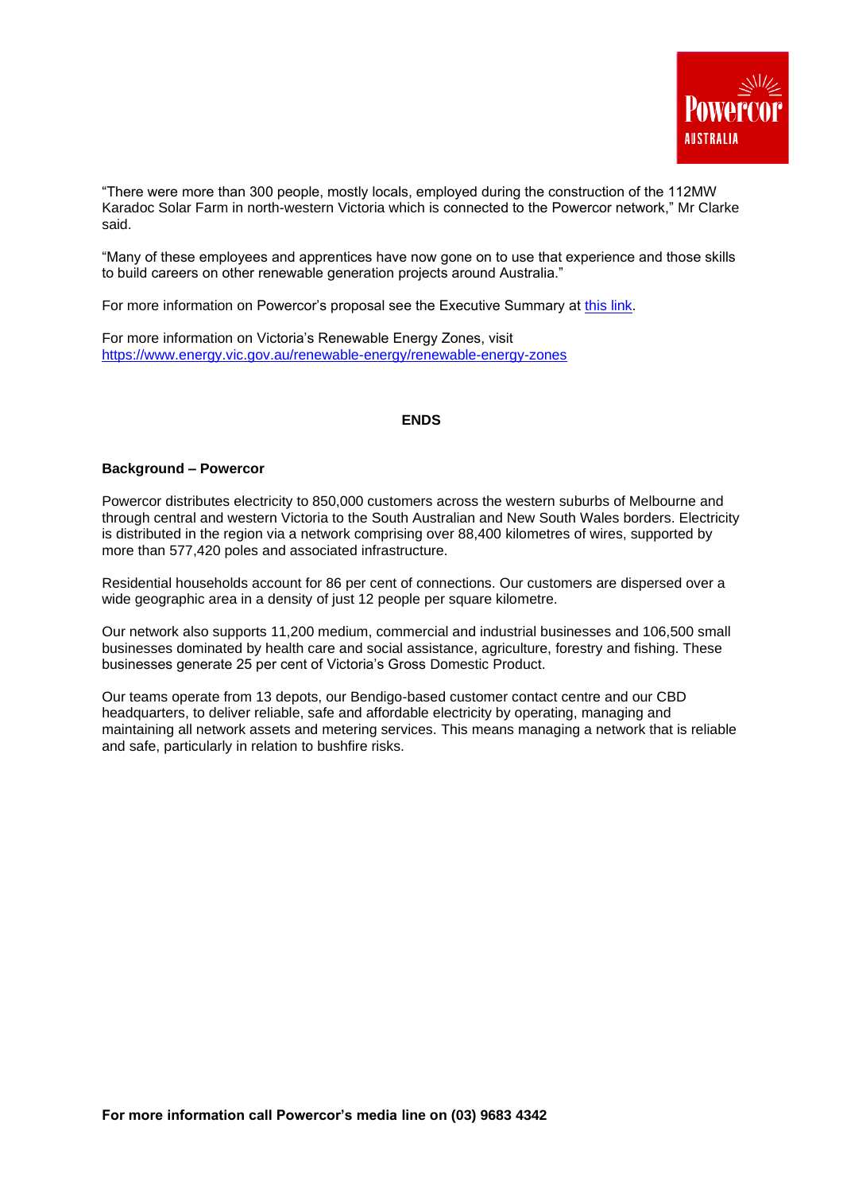"There were more than 300 people, mostly locals, employed during the construction of the 112MW Karadoc Solar Farm in north-western Victoria which is connected to the Powercor network," Mr Clarke said.

"Many of these employees and apprentices have now gone on to use that experience and those skills to build careers on other renewable generation projects around Australia."

For more information on Powercor's proposal see the Executive Summary at this link.

For more information on Victoria's Renewable Energy Zones, visit https://www.energy.vic.gov.au/renewable-energy/renewable-energy-zones

**ENDS**

**Background – Powercor**

Powercor distributes electricity to 850,000 customers across the western suburbs of Melbourne and through central and western Victoria to the South Australian and New South Wales borders. Electricity is distributed in the region via a network comprising over 88,400 kilometres of wires, supported by more than 577,420 poles and associated infrastructure.

Residential households account for 86 per cent of connections. Our customers are dispersed over a wide geographic area in a density of just 12 people per square kilometre.

Our network also supports 11,200 medium, commercial and industrial businesses and 106,500 small businesses dominated by health care and social assistance, agriculture, forestry and fishing. These businesses generate 25 per cent of Victoria's Gross Domestic Product.

Our teams operate from 13 depots, our Bendigo-based customer contact centre and our CBD headquarters, to deliver reliable, safe and affordable electricity by operating, managing and maintaining all network assets and metering services. This means managing a network that is reliable and safe, particularly in relation to bushfire risks.

**For more information call Powercor's media line on (03) 9683 4342**